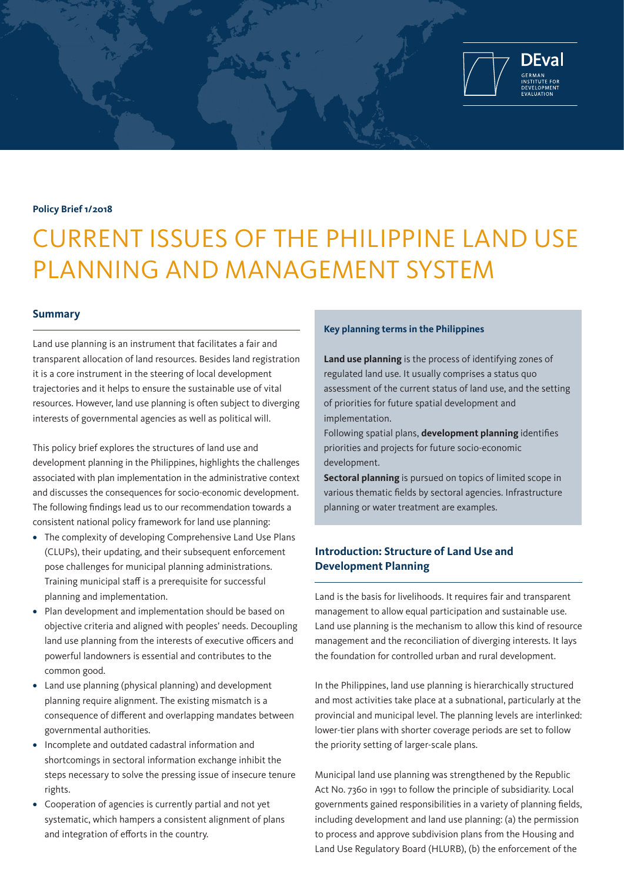DEval GERMAN INSTITUTE FOR DEVELOPMENT EVALUATION

**Policy Brief 1/2018**

# CURRENT ISSUES OF THE PHILIPPINE LAND USE PLANNING AND MANAGEMENT SYSTEM

## Summary

Land use planning is an instrument that facilitates a fair and transparent allocation of land resources. Besides land registration it is a core instrument in the steering of local development trajectories and it helps to ensure the sustainable use of vital resources. However, land use planning is often subject to diverging interests of governmental agencies as well as political will.

This policy brief explores the structures of land use and development planning in the Philippines, highlights the challenges associated with plan implementation in the administrative context and discusses the consequences for socio-economic development. The following findings lead us to our recommendation towards a consistent national policy framework for land use planning:

- The complexity of developing Comprehensive Land Use Plans (CLUPs), their updating, and their subsequent enforcement pose challenges for municipal planning administrations. Training municipal staff is a prerequisite for successful planning and implementation.
- Plan development and implementation should be based on objective criteria and aligned with peoples' needs. Decoupling land use planning from the interests of executive officers and powerful landowners is essential and contributes to the common good.
- Land use planning (physical planning) and development planning require alignment. The existing mismatch is a consequence of different and overlapping mandates between governmental authorities.
- Incomplete and outdated cadastral information and shortcomings in sectoral information exchange inhibit the steps necessary to solve the pressing issue of insecure tenure rights.
- Cooperation of agencies is currently partial and not yet systematic, which hampers a consistent alignment of plans and integration of efforts in the country.

### Key planning terms in the Philippines

**Land use planning** is the process of identifying zones of regulated land use. It usually comprises a status quo assessment of the current status of land use, and the setting of priorities for future spatial development and implementation.

Following spatial plans, **development planning** identifies priorities and projects for future socio-economic development.

**Sectoral planning** is pursued on topics of limited scope in various thematic fields by sectoral agencies. Infrastructure planning or water treatment are examples.

## Introduction: Structure of Land Use and Development Planning

Land is the basis for livelihoods. It requires fair and transparent management to allow equal participation and sustainable use. Land use planning is the mechanism to allow this kind of resource management and the reconciliation of diverging interests. It lays the foundation for controlled urban and rural development.

In the Philippines, land use planning is hierarchically structured and most activities take place at a subnational, particularly at the provincial and municipal level. The planning levels are interlinked: lower-tier plans with shorter coverage periods are set to follow the priority setting of larger-scale plans.

Municipal land use planning was strengthened by the Republic Act No. 7360 in 1991 to follow the principle of subsidiarity. Local governments gained responsibilities in a variety of planning fields, including development and land use planning: (a) the permission to process and approve subdivision plans from the Housing and Land Use Regulatory Board (HLURB), (b) the enforcement of the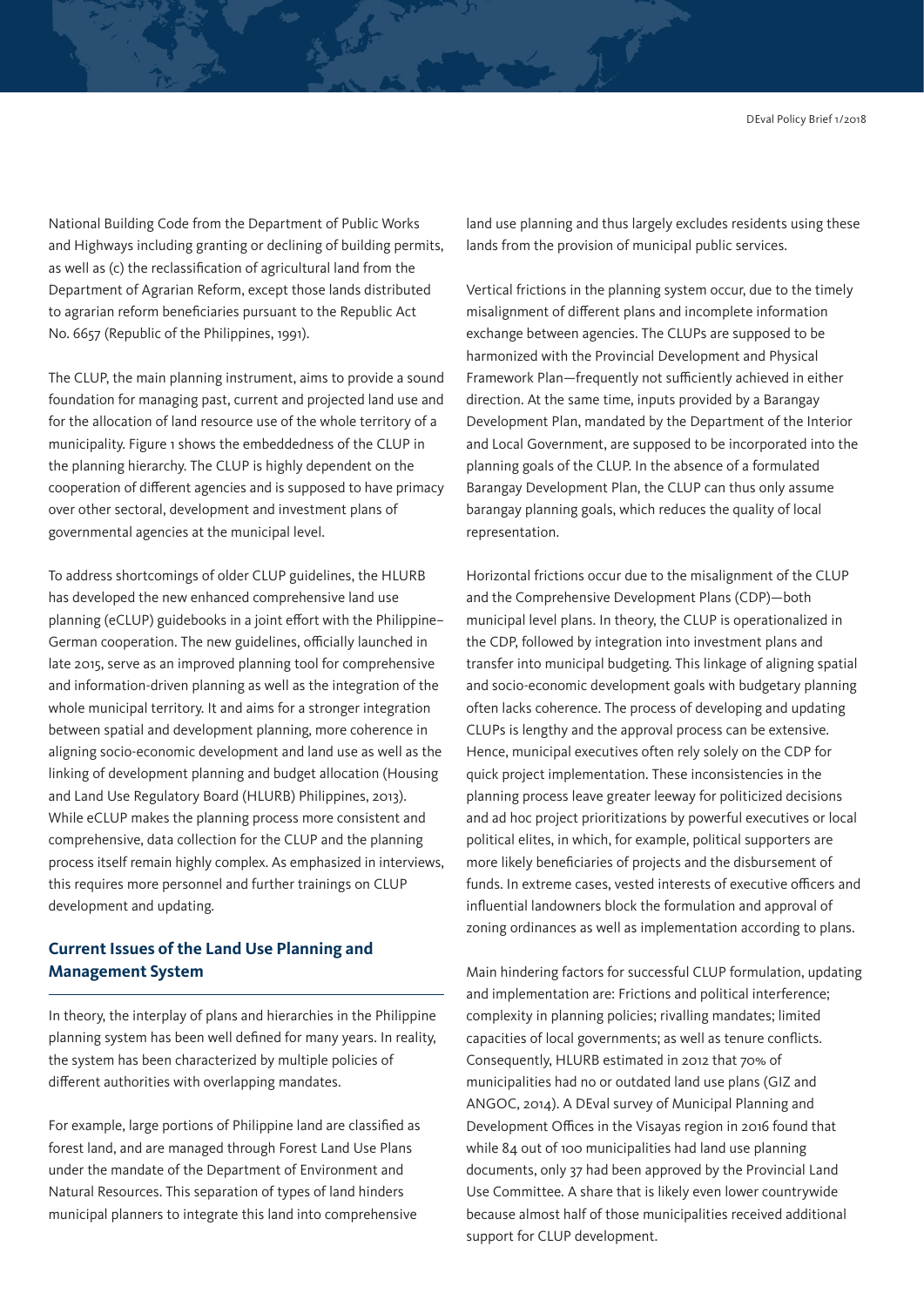National Building Code from the Department of Public Works and Highways including granting or declining of building permits, as well as (c) the reclassification of agricultural land from the Department of Agrarian Reform, except those lands distributed to agrarian reform beneficiaries pursuant to the Republic Act No. 6657 (Republic of the Philippines, 1991).

The CLUP, the main planning instrument, aims to provide a sound foundation for managing past, current and projected land use and for the allocation of land resource use of the whole territory of a municipality. Figure 1 shows the embeddedness of the CLUP in the planning hierarchy. The CLUP is highly dependent on the cooperation of different agencies and is supposed to have primacy over other sectoral, development and investment plans of governmental agencies at the municipal level.

To address shortcomings of older CLUP guidelines, the HLURB has developed the new enhanced comprehensive land use planning (eCLUP) guidebooks in a joint effort with the Philippine–German cooperation. The new guidelines, officially launched in late 2015, serve as an improved planning tool for comprehensive and information-driven planning as well as the integration of the whole municipal territory. It and aims for a stronger integration between spatial and development planning, more coherence in aligning socio-economic development and land use as well as the linking of development planning and budget allocation (Housing and Land Use Regulatory Board (HLURB) Philippines, 2013). While eCLUP makes the planning process more consistent and comprehensive, data collection for the CLUP and the planning process itself remain highly complex. As emphasized in interviews, this requires more personnel and further trainings on CLUP development and updating.

## Current Issues of the Land Use Planning and Management System

In theory, the interplay of plans and hierarchies in the Philippine planning system has been well defined for many years. In reality, the system has been characterized by multiple policies of different authorities with overlapping mandates.

For example, large portions of Philippine land are classified as forest land, and are managed through Forest Land Use Plans under the mandate of the Department of Environment and Natural Resources. This separation of types of land hinders municipal planners to integrate this land into comprehensive land use planning and thus largely excludes residents using these lands from the provision of municipal public services.

Vertical frictions in the planning system occur, due to the timely misalignment of different plans and incomplete information exchange between agencies. The CLUPs are supposed to be harmonized with the Provincial Development and Physical Framework Plan—frequently not sufficiently achieved in either direction. At the same time, inputs provided by a Barangay Development Plan, mandated by the Department of the Interior and Local Government, are supposed to be incorporated into the planning goals of the CLUP. In the absence of a formulated Barangay Development Plan, the CLUP can thus only assume barangay planning goals, which reduces the quality of local representation.

Horizontal frictions occur due to the misalignment of the CLUP and the Comprehensive Development Plans (CDP)—both municipal level plans. In theory, the CLUP is operationalized in the CDP, followed by integration into investment plans and transfer into municipal budgeting. This linkage of aligning spatial and socio-economic development goals with budgetary planning often lacks coherence. The process of developing and updating CLUPs is lengthy and the approval process can be extensive. Hence, municipal executives often rely solely on the CDP for quick project implementation. These inconsistencies in the planning process leave greater leeway for politicized decisions and ad hoc project prioritizations by powerful executives or local political elites, in which, for example, political supporters are more likely beneficiaries of projects and the disbursement of funds. In extreme cases, vested interests of executive officers and influential landowners block the formulation and approval of zoning ordinances as well as implementation according to plans.

Main hindering factors for successful CLUP formulation, updating and implementation are: Frictions and political interference; complexity in planning policies; rivalling mandates; limited capacities of local governments; as well as tenure conflicts. Consequently, HLURB estimated in 2012 that 70% of municipalities had no or outdated land use plans (GIZ and ANGOC, 2014). A DEval survey of Municipal Planning and Development Offices in the Visayas region in 2016 found that while 84 out of 100 municipalities had land use planning documents, only 37 had been approved by the Provincial Land Use Committee. A share that is likely even lower countrywide because almost half of those municipalities received additional support for CLUP development.